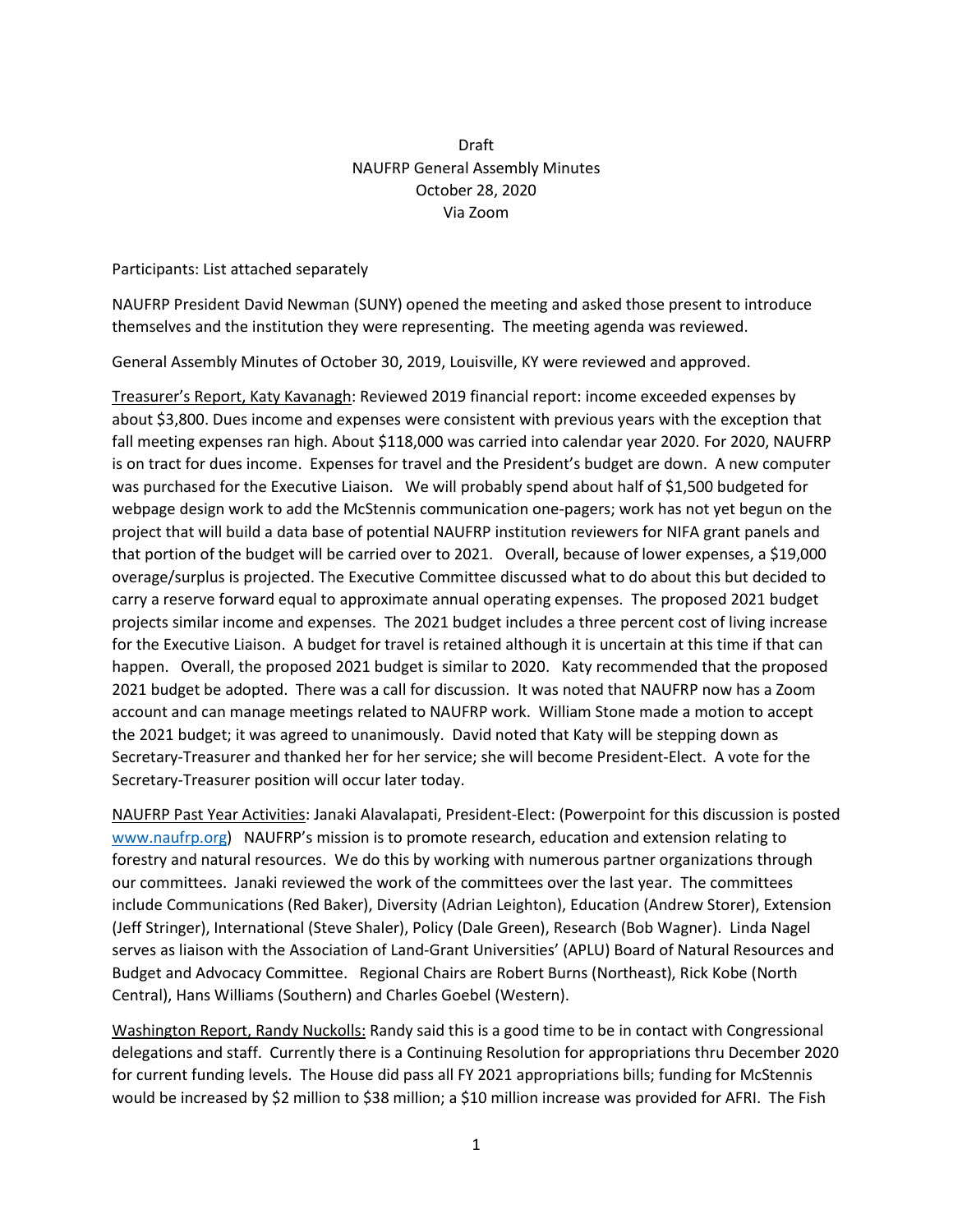Draft
NAUFRP General Assembly Minutes
October 28, 2020
Via Zoom

Participants: List attached separately

NAUFRP President David Newman (SUNY) opened the meeting and asked those present to introduce themselves and the institution they were representing. The meeting agenda was reviewed.

General Assembly Minutes of October 30, 2019, Louisville, KY were reviewed and approved.

Treasurer's Report, Katy Kavanagh: Reviewed 2019 financial report: income exceeded expenses by about $3,800. Dues income and expenses were consistent with previous years with the exception that fall meeting expenses ran high. About $118,000 was carried into calendar year 2020. For 2020, NAUFRP is on tract for dues income. Expenses for travel and the President's budget are down. A new computer was purchased for the Executive Liaison. We will probably spend about half of $1,500 budgeted for webpage design work to add the McStennis communication one-pagers; work has not yet begun on the project that will build a data base of potential NAUFRP institution reviewers for NIFA grant panels and that portion of the budget will be carried over to 2021. Overall, because of lower expenses, a $19,000 overage/surplus is projected. The Executive Committee discussed what to do about this but decided to carry a reserve forward equal to approximate annual operating expenses. The proposed 2021 budget projects similar income and expenses. The 2021 budget includes a three percent cost of living increase for the Executive Liaison. A budget for travel is retained although it is uncertain at this time if that can happen. Overall, the proposed 2021 budget is similar to 2020. Katy recommended that the proposed 2021 budget be adopted. There was a call for discussion. It was noted that NAUFRP now has a Zoom account and can manage meetings related to NAUFRP work. William Stone made a motion to accept the 2021 budget; it was agreed to unanimously. David noted that Katy will be stepping down as Secretary-Treasurer and thanked her for her service; she will become President-Elect. A vote for the Secretary-Treasurer position will occur later today.

NAUFRP Past Year Activities: Janaki Alavalapati, President-Elect: (Powerpoint for this discussion is posted www.naufrp.org) NAUFRP's mission is to promote research, education and extension relating to forestry and natural resources. We do this by working with numerous partner organizations through our committees. Janaki reviewed the work of the committees over the last year. The committees include Communications (Red Baker), Diversity (Adrian Leighton), Education (Andrew Storer), Extension (Jeff Stringer), International (Steve Shaler), Policy (Dale Green), Research (Bob Wagner). Linda Nagel serves as liaison with the Association of Land-Grant Universities' (APLU) Board of Natural Resources and Budget and Advocacy Committee. Regional Chairs are Robert Burns (Northeast), Rick Kobe (North Central), Hans Williams (Southern) and Charles Goebel (Western).

Washington Report, Randy Nuckolls: Randy said this is a good time to be in contact with Congressional delegations and staff. Currently there is a Continuing Resolution for appropriations thru December 2020 for current funding levels. The House did pass all FY 2021 appropriations bills; funding for McStennis would be increased by $2 million to $38 million; a $10 million increase was provided for AFRI. The Fish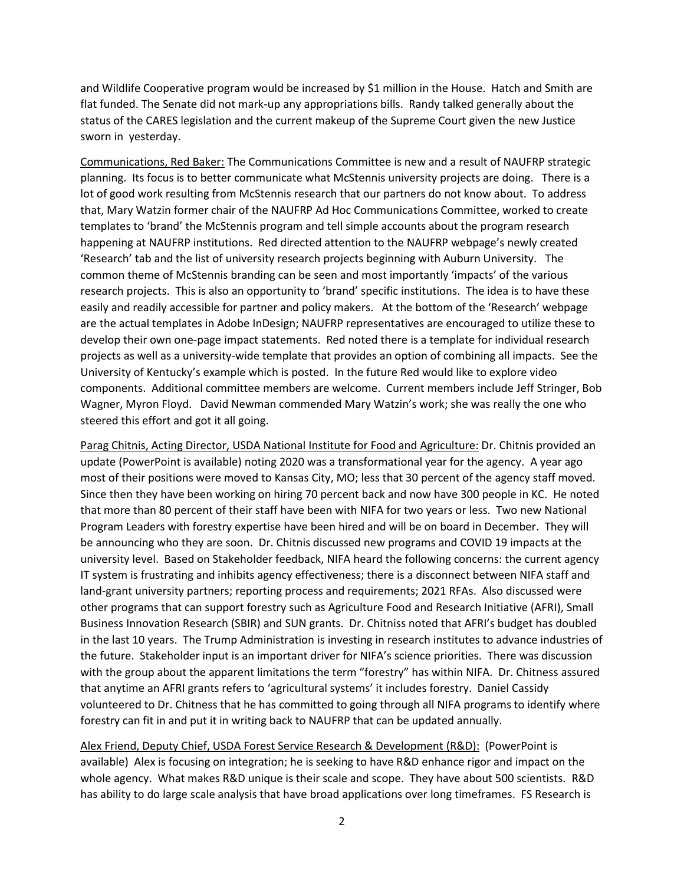and Wildlife Cooperative program would be increased by $1 million in the House. Hatch and Smith are flat funded. The Senate did not mark-up any appropriations bills. Randy talked generally about the status of the CARES legislation and the current makeup of the Supreme Court given the new Justice sworn in yesterday.

<u>Communications, Red Baker:</u> The Communications Committee is new and a result of NAUFRP strategic planning. Its focus is to better communicate what McStennis university projects are doing. There is a lot of good work resulting from McStennis research that our partners do not know about. To address that, Mary Watzin former chair of the NAUFRP Ad Hoc Communications Committee, worked to create templates to 'brand' the McStennis program and tell simple accounts about the program research happening at NAUFRP institutions. Red directed attention to the NAUFRP webpage's newly created 'Research' tab and the list of university research projects beginning with Auburn University. The common theme of McStennis branding can be seen and most importantly 'impacts' of the various research projects. This is also an opportunity to 'brand' specific institutions. The idea is to have these easily and readily accessible for partner and policy makers. At the bottom of the 'Research' webpage are the actual templates in Adobe InDesign; NAUFRP representatives are encouraged to utilize these to develop their own one-page impact statements. Red noted there is a template for individual research projects as well as a university-wide template that provides an option of combining all impacts. See the University of Kentucky's example which is posted. In the future Red would like to explore video components. Additional committee members are welcome. Current members include Jeff Stringer, Bob Wagner, Myron Floyd. David Newman commended Mary Watzin's work; she was really the one who steered this effort and got it all going.

<u>Parag Chitnis, Acting Director, USDA National Institute for Food and Agriculture:</u> Dr. Chitnis provided an update (PowerPoint is available) noting 2020 was a transformational year for the agency. A year ago most of their positions were moved to Kansas City, MO; less that 30 percent of the agency staff moved. Since then they have been working on hiring 70 percent back and now have 300 people in KC. He noted that more than 80 percent of their staff have been with NIFA for two years or less. Two new National Program Leaders with forestry expertise have been hired and will be on board in December. They will be announcing who they are soon. Dr. Chitnis discussed new programs and COVID 19 impacts at the university level. Based on Stakeholder feedback, NIFA heard the following concerns: the current agency IT system is frustrating and inhibits agency effectiveness; there is a disconnect between NIFA staff and land-grant university partners; reporting process and requirements; 2021 RFAs. Also discussed were other programs that can support forestry such as Agriculture Food and Research Initiative (AFRI), Small Business Innovation Research (SBIR) and SUN grants. Dr. Chitniss noted that AFRI's budget has doubled in the last 10 years. The Trump Administration is investing in research institutes to advance industries of the future. Stakeholder input is an important driver for NIFA's science priorities. There was discussion with the group about the apparent limitations the term "forestry" has within NIFA. Dr. Chitness assured that anytime an AFRI grants refers to 'agricultural systems' it includes forestry. Daniel Cassidy volunteered to Dr. Chitness that he has committed to going through all NIFA programs to identify where forestry can fit in and put it in writing back to NAUFRP that can be updated annually.

<u>Alex Friend, Deputy Chief, USDA Forest Service Research & Development (R&D):</u> (PowerPoint is available) Alex is focusing on integration; he is seeking to have R&D enhance rigor and impact on the whole agency. What makes R&D unique is their scale and scope. They have about 500 scientists. R&D has ability to do large scale analysis that have broad applications over long timeframes. FS Research is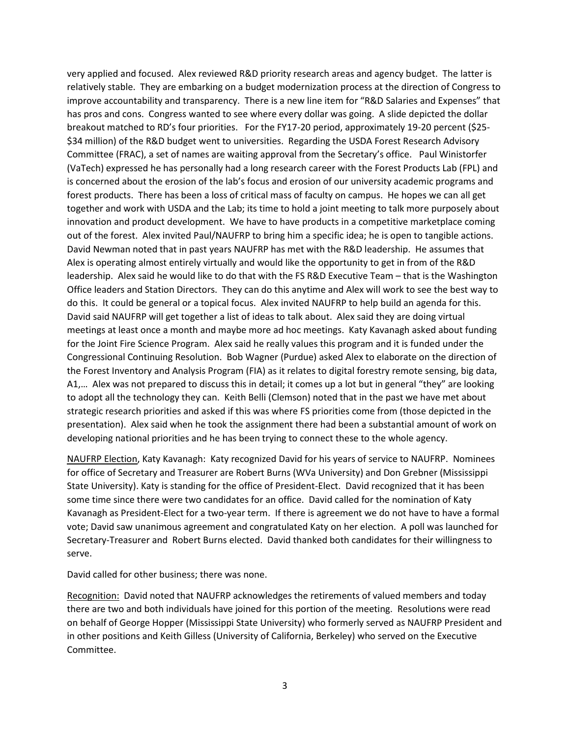very applied and focused. Alex reviewed R&D priority research areas and agency budget. The latter is relatively stable. They are embarking on a budget modernization process at the direction of Congress to improve accountability and transparency. There is a new line item for "R&D Salaries and Expenses" that has pros and cons. Congress wanted to see where every dollar was going. A slide depicted the dollar breakout matched to RD's four priorities. For the FY17-20 period, approximately 19-20 percent ($25-$34 million) of the R&D budget went to universities. Regarding the USDA Forest Research Advisory Committee (FRAC), a set of names are waiting approval from the Secretary's office. Paul Winistorfer (VaTech) expressed he has personally had a long research career with the Forest Products Lab (FPL) and is concerned about the erosion of the lab's focus and erosion of our university academic programs and forest products. There has been a loss of critical mass of faculty on campus. He hopes we can all get together and work with USDA and the Lab; its time to hold a joint meeting to talk more purposely about innovation and product development. We have to have products in a competitive marketplace coming out of the forest. Alex invited Paul/NAUFRP to bring him a specific idea; he is open to tangible actions. David Newman noted that in past years NAUFRP has met with the R&D leadership. He assumes that Alex is operating almost entirely virtually and would like the opportunity to get in from of the R&D leadership. Alex said he would like to do that with the FS R&D Executive Team – that is the Washington Office leaders and Station Directors. They can do this anytime and Alex will work to see the best way to do this. It could be general or a topical focus. Alex invited NAUFRP to help build an agenda for this. David said NAUFRP will get together a list of ideas to talk about. Alex said they are doing virtual meetings at least once a month and maybe more ad hoc meetings. Katy Kavanagh asked about funding for the Joint Fire Science Program. Alex said he really values this program and it is funded under the Congressional Continuing Resolution. Bob Wagner (Purdue) asked Alex to elaborate on the direction of the Forest Inventory and Analysis Program (FIA) as it relates to digital forestry remote sensing, big data, A1,… Alex was not prepared to discuss this in detail; it comes up a lot but in general "they" are looking to adopt all the technology they can. Keith Belli (Clemson) noted that in the past we have met about strategic research priorities and asked if this was where FS priorities come from (those depicted in the presentation). Alex said when he took the assignment there had been a substantial amount of work on developing national priorities and he has been trying to connect these to the whole agency.

<u>NAUFRP Election</u>, Katy Kavanagh: Katy recognized David for his years of service to NAUFRP. Nominees for office of Secretary and Treasurer are Robert Burns (WVa University) and Don Grebner (Mississippi State University). Katy is standing for the office of President-Elect. David recognized that it has been some time since there were two candidates for an office. David called for the nomination of Katy Kavanagh as President-Elect for a two-year term. If there is agreement we do not have to have a formal vote; David saw unanimous agreement and congratulated Katy on her election. A poll was launched for Secretary-Treasurer and Robert Burns elected. David thanked both candidates for their willingness to serve.

David called for other business; there was none.

<u>Recognition:</u> David noted that NAUFRP acknowledges the retirements of valued members and today there are two and both individuals have joined for this portion of the meeting. Resolutions were read on behalf of George Hopper (Mississippi State University) who formerly served as NAUFRP President and in other positions and Keith Gilless (University of California, Berkeley) who served on the Executive Committee.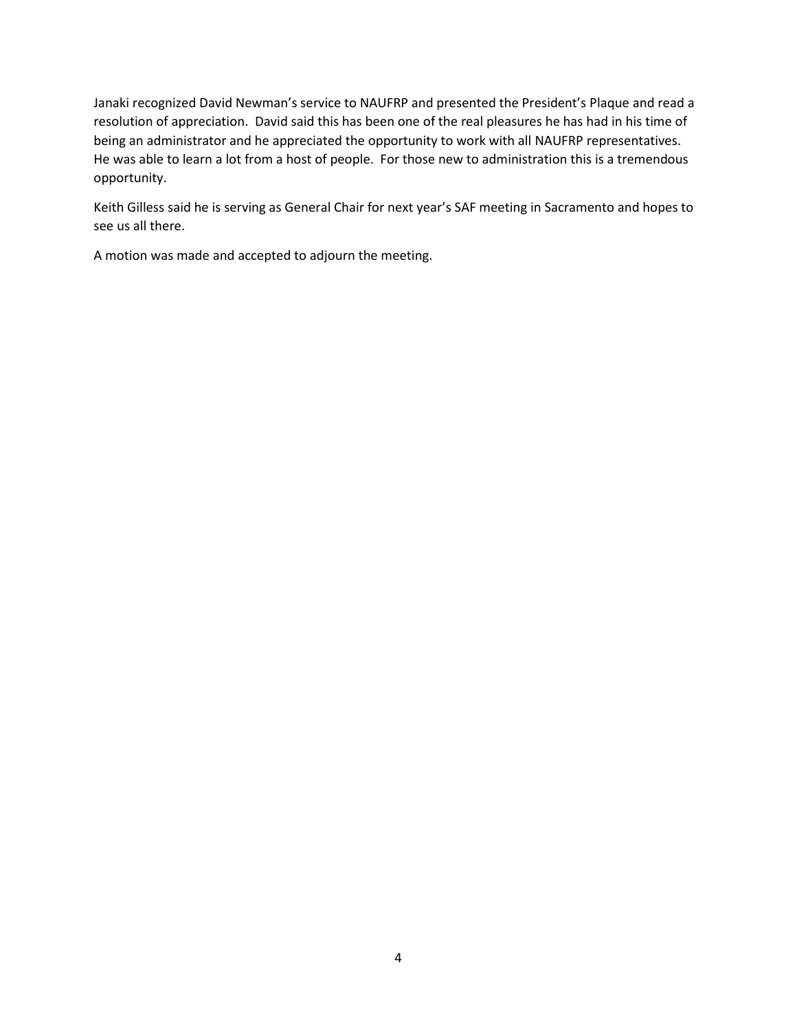Janaki recognized David Newman's service to NAUFRP and presented the President's Plaque and read a resolution of appreciation. David said this has been one of the real pleasures he has had in his time of being an administrator and he appreciated the opportunity to work with all NAUFRP representatives. He was able to learn a lot from a host of people. For those new to administration this is a tremendous opportunity.

Keith Gilless said he is serving as General Chair for next year's SAF meeting in Sacramento and hopes to see us all there.

A motion was made and accepted to adjourn the meeting.